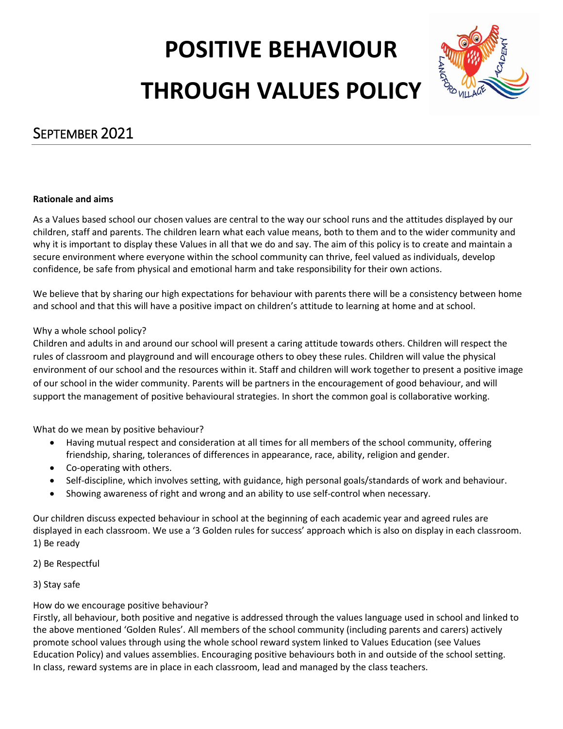# POSITIVE BEHAVIOUR THROUGH VALUES POLICY

## SEPTEMBER 2021

**Rationale and aims**

As a Values based school our chosen values are central to the way our school runs and the attitudes displayed by our children, staff and parents. The children learn what each value means, both to them and to the wider community and why it is important to display these Values in all that we do and say. The aim of this policy is to create and maintain a secure environment where everyone within the school community can thrive, feel valued as individuals, develop confidence, be safe from physical and emotional harm and take responsibility for their own actions.

We believe that by sharing our high expectations for behaviour with parents there will be a consistency between home and school and that this will have a positive impact on children's attitude to learning at home and at school.

Why a whole school policy?
Children and adults in and around our school will present a caring attitude towards others. Children will respect the rules of classroom and playground and will encourage others to obey these rules. Children will value the physical environment of our school and the resources within it. Staff and children will work together to present a positive image of our school in the wider community. Parents will be partners in the encouragement of good behaviour, and will support the management of positive behavioural strategies. In short the common goal is collaborative working.

What do we mean by positive behaviour?

- Having mutual respect and consideration at all times for all members of the school community, offering friendship, sharing, tolerances of differences in appearance, race, ability, religion and gender.
- Co-operating with others.
- Self-discipline, which involves setting, with guidance, high personal goals/standards of work and behaviour.
- Showing awareness of right and wrong and an ability to use self-control when necessary.

Our children discuss expected behaviour in school at the beginning of each academic year and agreed rules are displayed in each classroom. We use a '3 Golden rules for success' approach which is also on display in each classroom.

1) Be ready

2) Be Respectful

3) Stay safe

How do we encourage positive behaviour?
Firstly, all behaviour, both positive and negative is addressed through the values language used in school and linked to the above mentioned 'Golden Rules'. All members of the school community (including parents and carers) actively promote school values through using the whole school reward system linked to Values Education (see Values Education Policy) and values assemblies. Encouraging positive behaviours both in and outside of the school setting.
In class, reward systems are in place in each classroom, lead and managed by the class teachers.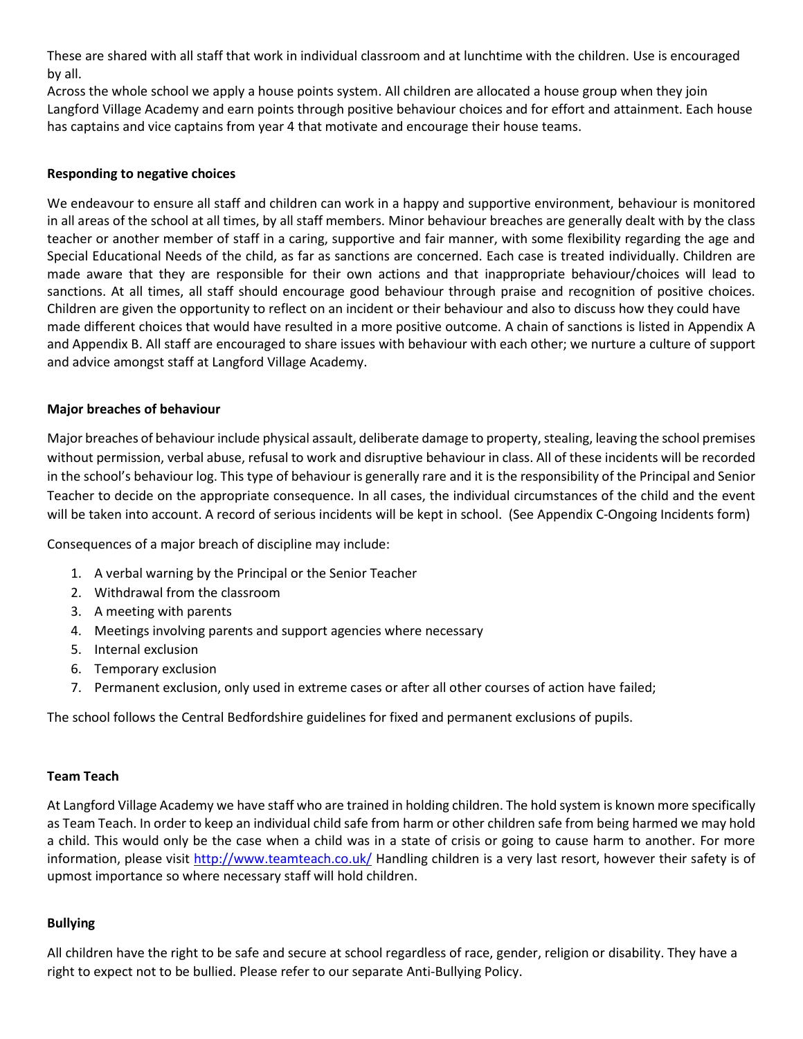These are shared with all staff that work in individual classroom and at lunchtime with the children. Use is encouraged by all.

Across the whole school we apply a house points system. All children are allocated a house group when they join Langford Village Academy and earn points through positive behaviour choices and for effort and attainment. Each house has captains and vice captains from year 4 that motivate and encourage their house teams.

**Responding to negative choices**

We endeavour to ensure all staff and children can work in a happy and supportive environment, behaviour is monitored in all areas of the school at all times, by all staff members. Minor behaviour breaches are generally dealt with by the class teacher or another member of staff in a caring, supportive and fair manner, with some flexibility regarding the age and Special Educational Needs of the child, as far as sanctions are concerned. Each case is treated individually. Children are made aware that they are responsible for their own actions and that inappropriate behaviour/choices will lead to sanctions. At all times, all staff should encourage good behaviour through praise and recognition of positive choices. Children are given the opportunity to reflect on an incident or their behaviour and also to discuss how they could have made different choices that would have resulted in a more positive outcome. A chain of sanctions is listed in Appendix A and Appendix B. All staff are encouraged to share issues with behaviour with each other; we nurture a culture of support and advice amongst staff at Langford Village Academy.

**Major breaches of behaviour**

Major breaches of behaviour include physical assault, deliberate damage to property, stealing, leaving the school premises without permission, verbal abuse, refusal to work and disruptive behaviour in class. All of these incidents will be recorded in the school's behaviour log. This type of behaviour is generally rare and it is the responsibility of the Principal and Senior Teacher to decide on the appropriate consequence. In all cases, the individual circumstances of the child and the event will be taken into account. A record of serious incidents will be kept in school. (See Appendix C-Ongoing Incidents form)

Consequences of a major breach of discipline may include:

1. A verbal warning by the Principal or the Senior Teacher
2. Withdrawal from the classroom
3. A meeting with parents
4. Meetings involving parents and support agencies where necessary
5. Internal exclusion
6. Temporary exclusion
7. Permanent exclusion, only used in extreme cases or after all other courses of action have failed;

The school follows the Central Bedfordshire guidelines for fixed and permanent exclusions of pupils.

**Team Teach**

At Langford Village Academy we have staff who are trained in holding children. The hold system is known more specifically as Team Teach. In order to keep an individual child safe from harm or other children safe from being harmed we may hold a child. This would only be the case when a child was in a state of crisis or going to cause harm to another. For more information, please visit [http://www.teamteach.co.uk/](http://www.teamteach.co.uk/) Handling children is a very last resort, however their safety is of upmost importance so where necessary staff will hold children.

**Bullying**

All children have the right to be safe and secure at school regardless of race, gender, religion or disability. They have a right to expect not to be bullied. Please refer to our separate Anti-Bullying Policy.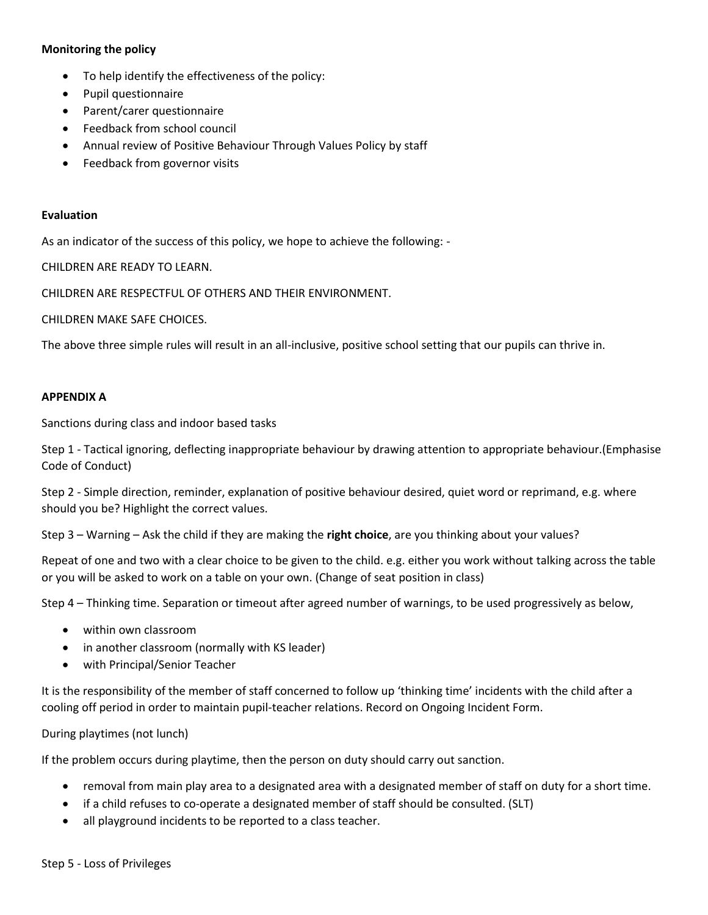**Monitoring the policy**

- To help identify the effectiveness of the policy:
- Pupil questionnaire
- Parent/carer questionnaire
- Feedback from school council
- Annual review of Positive Behaviour Through Values Policy by staff
- Feedback from governor visits

**Evaluation**

As an indicator of the success of this policy, we hope to achieve the following: -

CHILDREN ARE READY TO LEARN.

CHILDREN ARE RESPECTFUL OF OTHERS AND THEIR ENVIRONMENT.

CHILDREN MAKE SAFE CHOICES.

The above three simple rules will result in an all-inclusive, positive school setting that our pupils can thrive in.

**APPENDIX A**

Sanctions during class and indoor based tasks

Step 1 - Tactical ignoring, deflecting inappropriate behaviour by drawing attention to appropriate behaviour.(Emphasise Code of Conduct)

Step 2 - Simple direction, reminder, explanation of positive behaviour desired, quiet word or reprimand, e.g. where should you be? Highlight the correct values.

Step 3 – Warning – Ask the child if they are making the **right choice**, are you thinking about your values?

Repeat of one and two with a clear choice to be given to the child. e.g. either you work without talking across the table or you will be asked to work on a table on your own. (Change of seat position in class)

Step 4 – Thinking time. Separation or timeout after agreed number of warnings, to be used progressively as below,

- within own classroom
- in another classroom (normally with KS leader)
- with Principal/Senior Teacher

It is the responsibility of the member of staff concerned to follow up 'thinking time' incidents with the child after a cooling off period in order to maintain pupil-teacher relations. Record on Ongoing Incident Form.

During playtimes (not lunch)

If the problem occurs during playtime, then the person on duty should carry out sanction.

- removal from main play area to a designated area with a designated member of staff on duty for a short time.
- if a child refuses to co-operate a designated member of staff should be consulted. (SLT)
- all playground incidents to be reported to a class teacher.

Step 5 - Loss of Privileges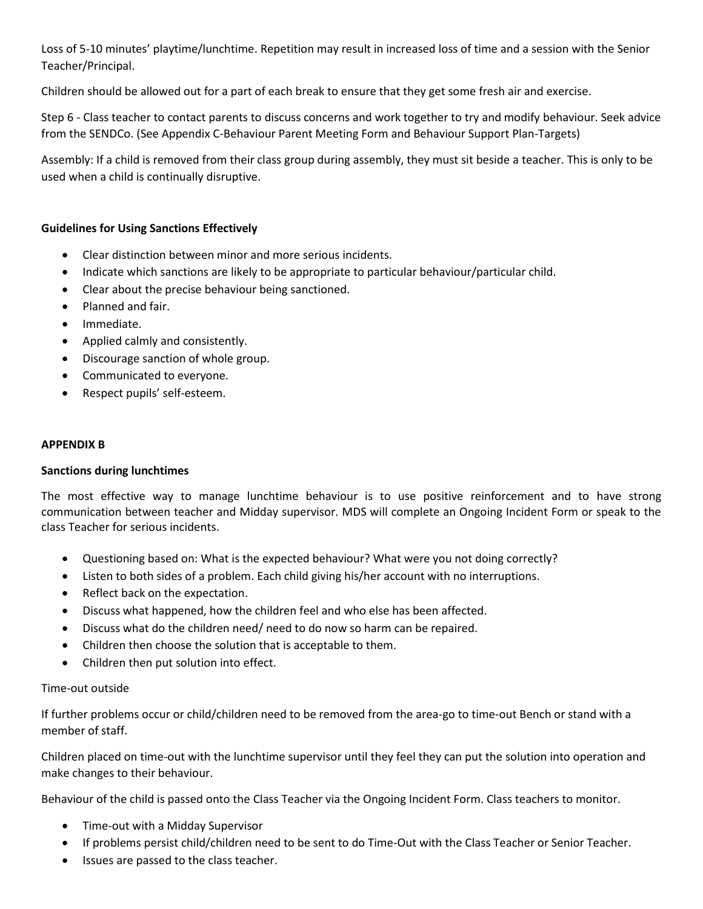Loss of 5-10 minutes' playtime/lunchtime. Repetition may result in increased loss of time and a session with the Senior Teacher/Principal.

Children should be allowed out for a part of each break to ensure that they get some fresh air and exercise.

Step 6 - Class teacher to contact parents to discuss concerns and work together to try and modify behaviour. Seek advice from the SENDCo. (See Appendix C-Behaviour Parent Meeting Form and Behaviour Support Plan-Targets)

Assembly: If a child is removed from their class group during assembly, they must sit beside a teacher. This is only to be used when a child is continually disruptive.

**Guidelines for Using Sanctions Effectively**

- Clear distinction between minor and more serious incidents.
- Indicate which sanctions are likely to be appropriate to particular behaviour/particular child.
- Clear about the precise behaviour being sanctioned.
- Planned and fair.
- Immediate.
- Applied calmly and consistently.
- Discourage sanction of whole group.
- Communicated to everyone.
- Respect pupils' self-esteem.

**APPENDIX B**

**Sanctions during lunchtimes**

The most effective way to manage lunchtime behaviour is to use positive reinforcement and to have strong communication between teacher and Midday supervisor. MDS will complete an Ongoing Incident Form or speak to the class Teacher for serious incidents.

- Questioning based on: What is the expected behaviour? What were you not doing correctly?
- Listen to both sides of a problem. Each child giving his/her account with no interruptions.
- Reflect back on the expectation.
- Discuss what happened, how the children feel and who else has been affected.
- Discuss what do the children need/ need to do now so harm can be repaired.
- Children then choose the solution that is acceptable to them.
- Children then put solution into effect.

Time-out outside

If further problems occur or child/children need to be removed from the area-go to time-out Bench or stand with a member of staff.

Children placed on time-out with the lunchtime supervisor until they feel they can put the solution into operation and make changes to their behaviour.

Behaviour of the child is passed onto the Class Teacher via the Ongoing Incident Form. Class teachers to monitor.

- Time-out with a Midday Supervisor
- If problems persist child/children need to be sent to do Time-Out with the Class Teacher or Senior Teacher.
- Issues are passed to the class teacher.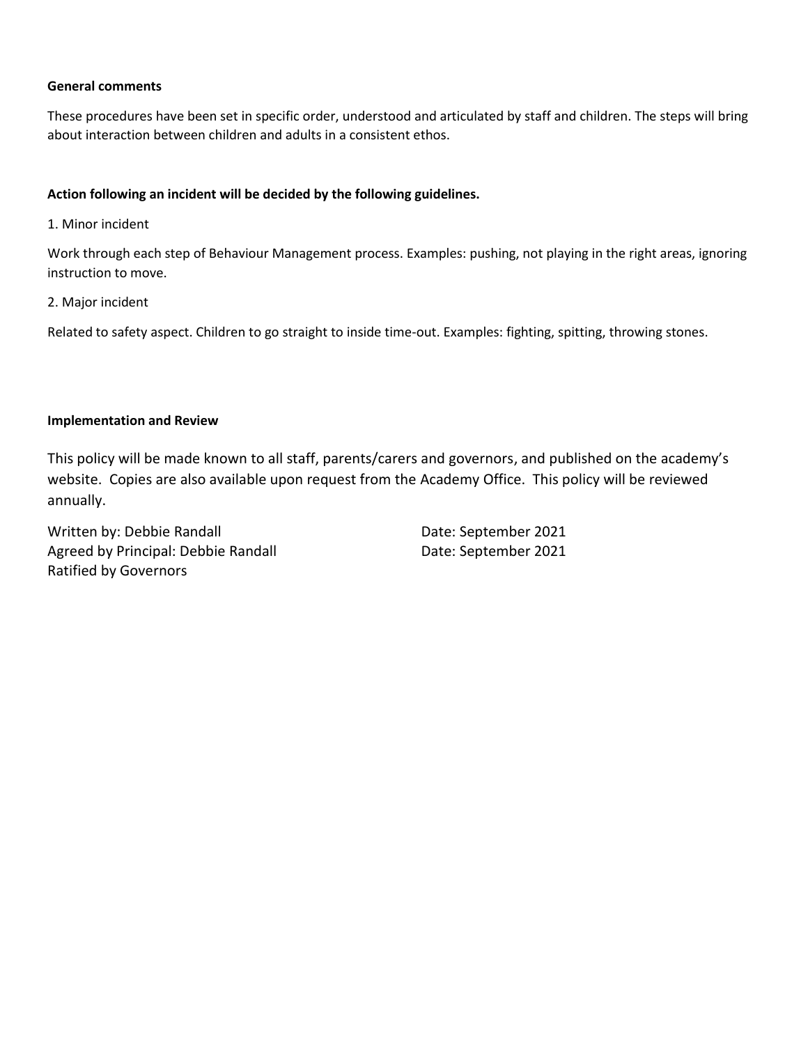**General comments**

These procedures have been set in specific order, understood and articulated by staff and children. The steps will bring about interaction between children and adults in a consistent ethos.

**Action following an incident will be decided by the following guidelines.**

1. Minor incident

Work through each step of Behaviour Management process. Examples: pushing, not playing in the right areas, ignoring instruction to move.

2. Major incident

Related to safety aspect. Children to go straight to inside time-out. Examples: fighting, spitting, throwing stones.

**Implementation and Review**

This policy will be made known to all staff, parents/carers and governors, and published on the academy's website. Copies are also available upon request from the Academy Office. This policy will be reviewed annually.

Written by: Debbie Randall Date: September 2021
Agreed by Principal: Debbie Randall Date: September 2021
Ratified by Governors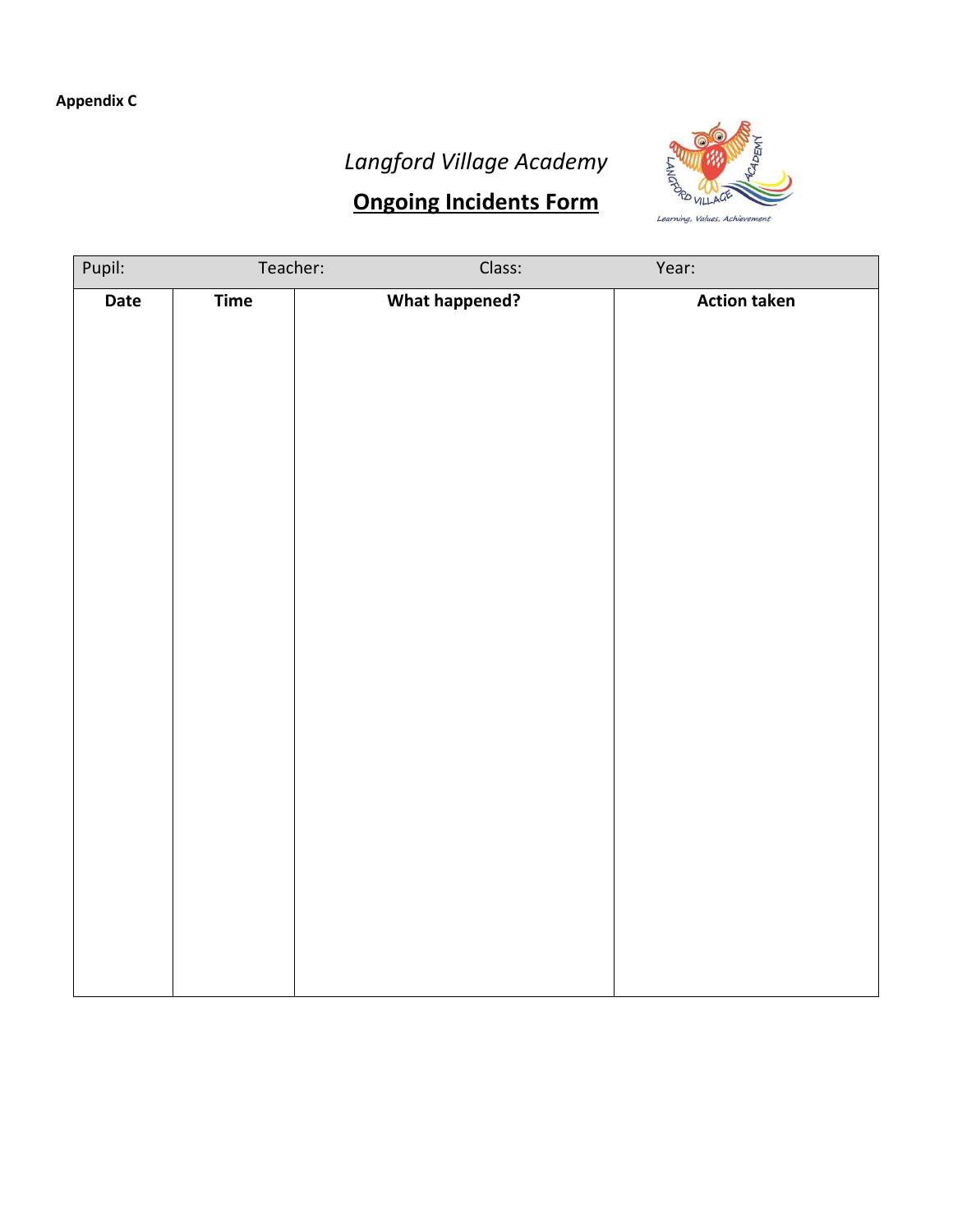**Appendix C**

*Langford Village Academy*

## <u>Ongoing Incidents Form</u>

| Pupil: | Teacher: | Class: | Year: |
|---|---|---|---|
| **Date** | **Time** | **What happened?** | **Action taken** |
| | | | |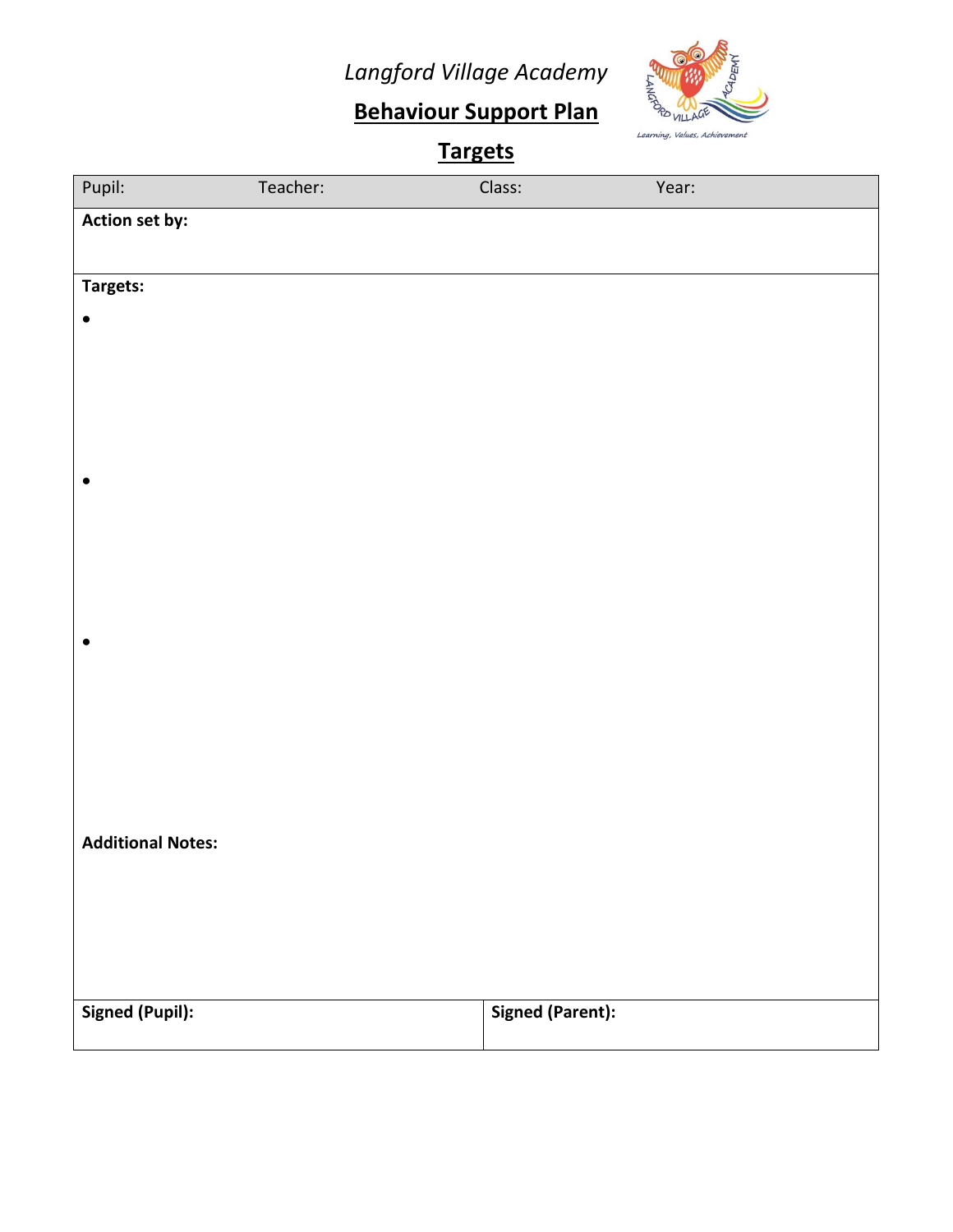*Langford Village Academy*

# Behaviour Support Plan

## Targets

| Pupil: | Teacher: | Class: | Year: |
|---|---|---|---|
| **Action set by:** | | | |
| **Targets:**<br>•<br>•<br>• | | | |
| **Additional Notes:** | | | |
| **Signed (Pupil):** | | **Signed (Parent):** | |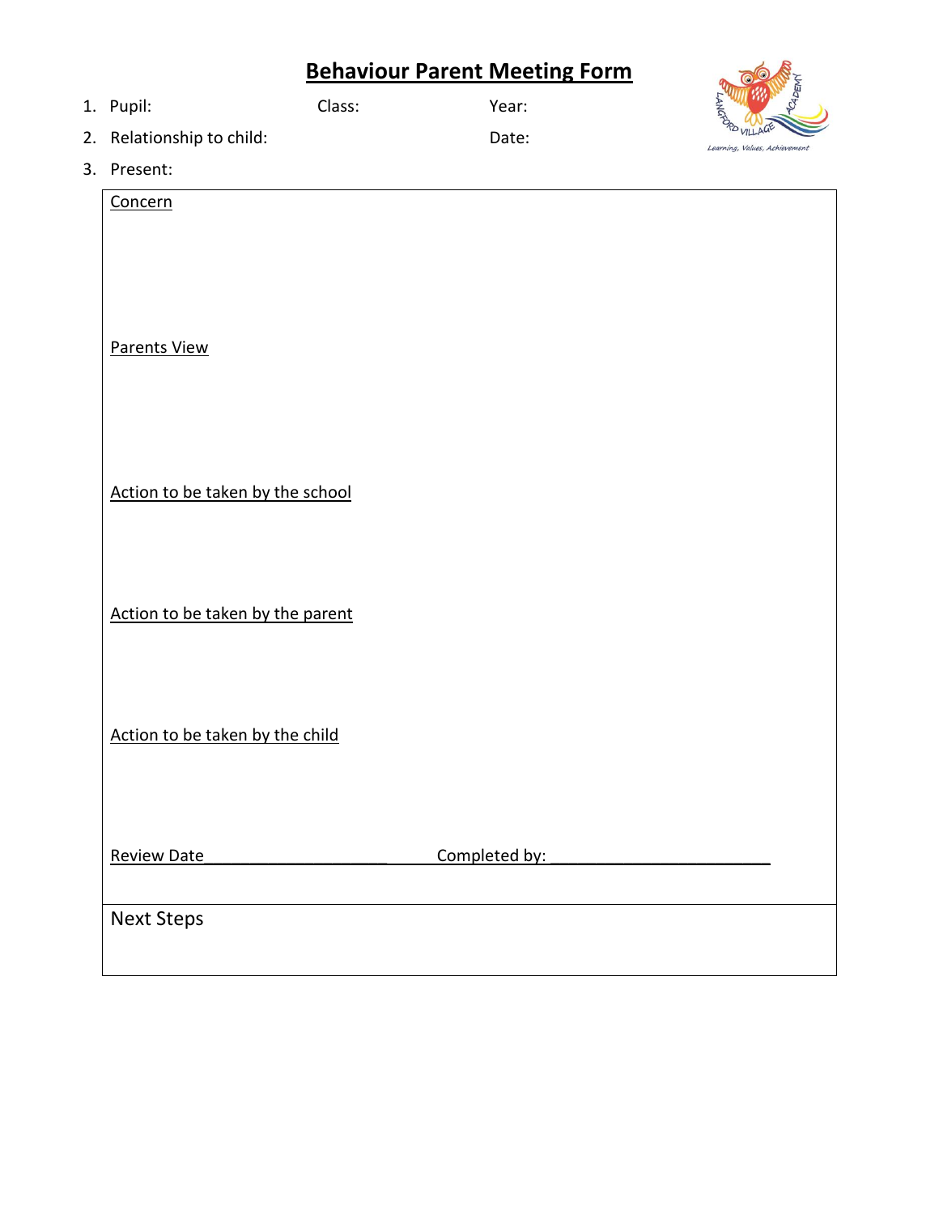# Behaviour Parent Meeting Form

1. Pupil: Class: Year:
2. Relationship to child: Date:
3. Present:

Concern

Parents View

Action to be taken by the school

Action to be taken by the parent

Action to be taken by the child

Review Date_____________________ Completed by: ________________________

Next Steps